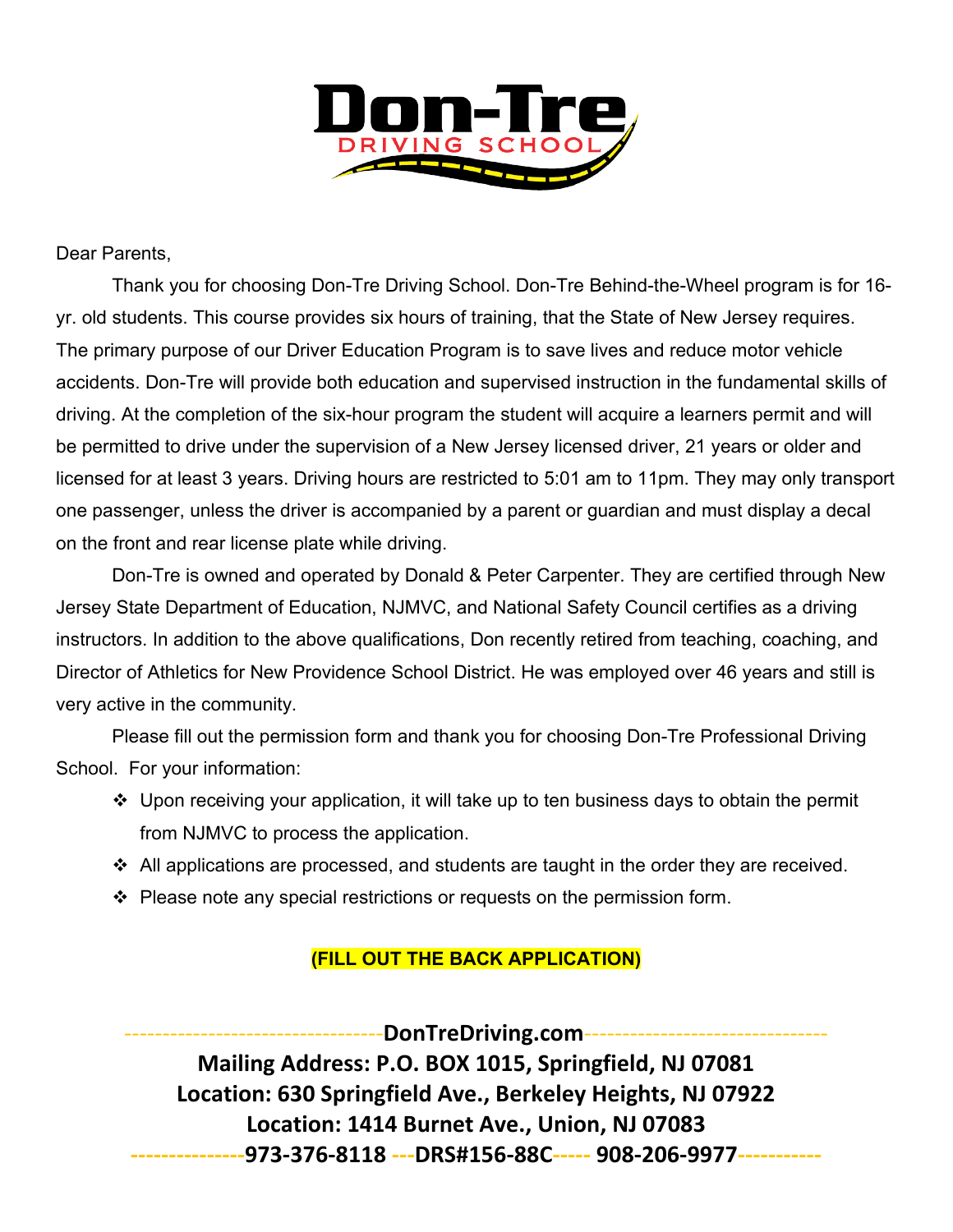# Don-Tre
## DRIVING SCHOOL

Dear Parents,

Thank you for choosing Don-Tre Driving School. Don-Tre Behind-the-Wheel program is for 16-yr. old students. This course provides six hours of training, that the State of New Jersey requires. The primary purpose of our Driver Education Program is to save lives and reduce motor vehicle accidents. Don-Tre will provide both education and supervised instruction in the fundamental skills of driving. At the completion of the six-hour program the student will acquire a learners permit and will be permitted to drive under the supervision of a New Jersey licensed driver, 21 years or older and licensed for at least 3 years. Driving hours are restricted to 5:01 am to 11pm. They may only transport one passenger, unless the driver is accompanied by a parent or guardian and must display a decal on the front and rear license plate while driving.

Don-Tre is owned and operated by Donald & Peter Carpenter. They are certified through New Jersey State Department of Education, NJMVC, and National Safety Council certifies as a driving instructors. In addition to the above qualifications, Don recently retired from teaching, coaching, and Director of Athletics for New Providence School District. He was employed over 46 years and still is very active in the community.

Please fill out the permission form and thank you for choosing Don-Tre Professional Driving School. For your information:

- Upon receiving your application, it will take up to ten business days to obtain the permit from NJMVC to process the application.
- All applications are processed, and students are taught in the order they are received.
- Please note any special restrictions or requests on the permission form.

**(FILL OUT THE BACK APPLICATION)**

**DonTreDriving.com**

**Mailing Address: P.O. BOX 1015, Springfield, NJ 07081**

**Location: 630 Springfield Ave., Berkeley Heights, NJ 07922**

**Location: 1414 Burnet Ave., Union, NJ 07083**

**973-376-8118 --- DRS#156-88C ----- 908-206-9977**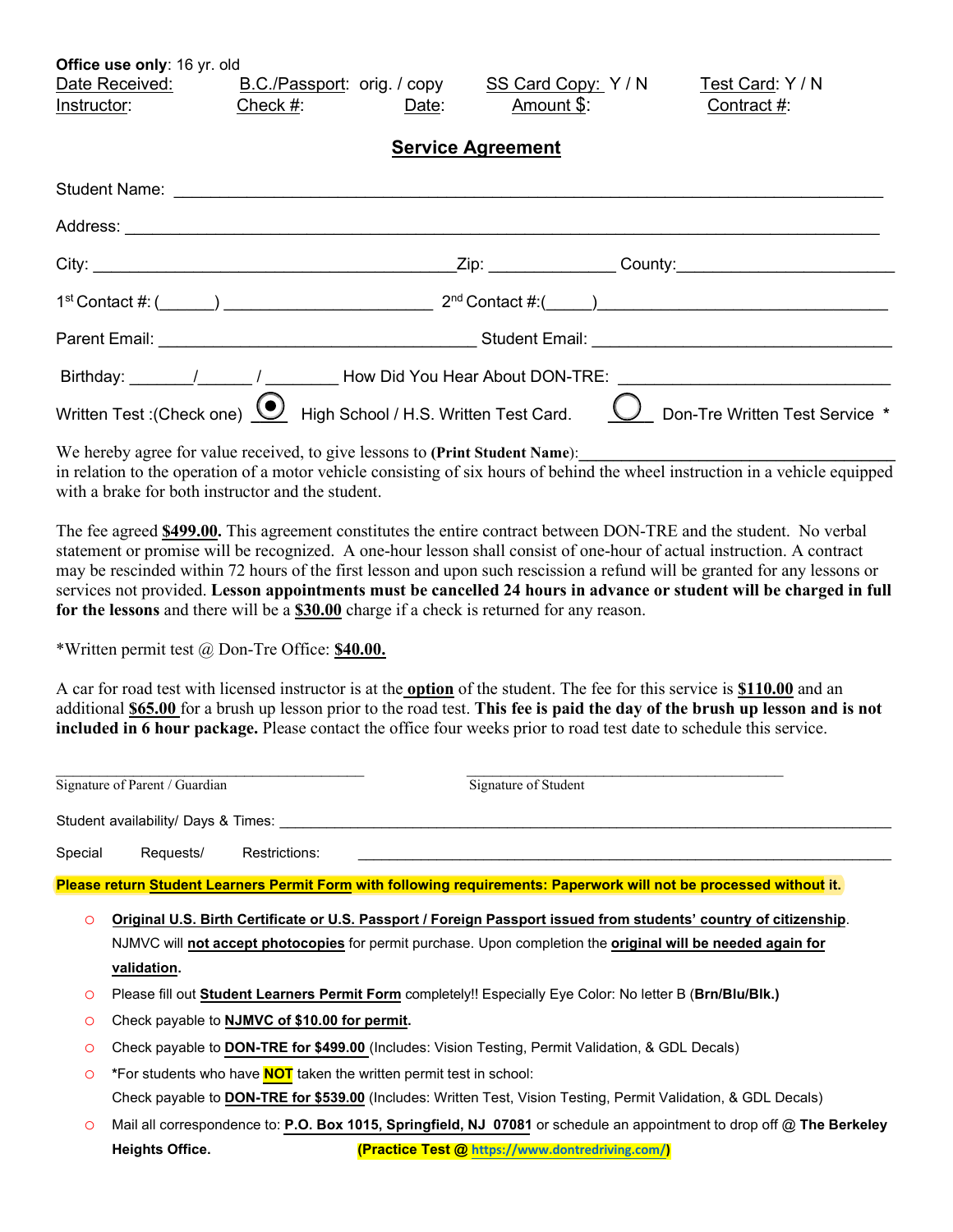**Office use only**: 16 yr. old

Date Received: B.C./Passport: orig. / copy SS Card Copy: Y / N Test Card: Y / N

Instructor: Check #: Date: Amount $: Contract #:

## Service Agreement

Student Name: ______________________________________________________________________________

Address: __________________________________________________________________________________

City: _______________________________________Zip: _____________ County:_______________________

1st Contact #: (______) ______________________ 2nd Contact #:(_____)_______________________________

Parent Email: __________________________________ Student Email: ________________________________

Birthday: _______/______ / ________ How Did You Hear About DON-TRE: _____________________________

Written Test :(Check one) ◉ High School / H.S. Written Test Card. ◯ Don-Tre Written Test Service *

We hereby agree for value received, to give lessons to (**Print Student Name**):___________________________________ in relation to the operation of a motor vehicle consisting of six hours of behind the wheel instruction in a vehicle equipped with a brake for both instructor and the student.

The fee agreed **$499.00.** This agreement constitutes the entire contract between DON-TRE and the student. No verbal statement or promise will be recognized. A one-hour lesson shall consist of one-hour of actual instruction. A contract may be rescinded within 72 hours of the first lesson and upon such rescission a refund will be granted for any lessons or services not provided. **Lesson appointments must be cancelled 24 hours in advance or student will be charged in full for the lessons** and there will be a **$30.00** charge if a check is returned for any reason.

*Written permit test @ Don-Tre Office: **$40.00.**

A car for road test with licensed instructor is at the **option** of the student. The fee for this service is **$110.00** and an additional **$65.00** for a brush up lesson prior to the road test. **This fee is paid the day of the brush up lesson and is not included in 6 hour package.** Please contact the office four weeks prior to road test date to schedule this service.

_________________________________________ _________________________________________

Signature of Parent / Guardian Signature of Student

Student availability/ Days & Times: _____________________________________________________________________

Special Requests/ Restrictions: ________________________________________________________________________

**Please return Student Learners Permit Form with following requirements: Paperwork will not be processed without it.**

- **Original U.S. Birth Certificate or U.S. Passport / Foreign Passport issued from students' country of citizenship**. NJMVC will **not accept photocopies** for permit purchase. Upon completion the **original will be needed again for validation.**
- Please fill out **Student Learners Permit Form** completely!! Especially Eye Color: No letter B (**Brn/Blu/Blk.)**
- Check payable to **NJMVC of $10.00 for permit.**
- Check payable to **DON-TRE for $499.00** (Includes: Vision Testing, Permit Validation, & GDL Decals)
- *For students who have **NOT** taken the written permit test in school: Check payable to **DON-TRE for $539.00** (Includes: Written Test, Vision Testing, Permit Validation, & GDL Decals)
- Mail all correspondence to: **P.O. Box 1015, Springfield, NJ 07081** or schedule an appointment to drop off @ **The Berkeley Heights Office.** **(Practice Test @ https://www.dontredriving.com/)**